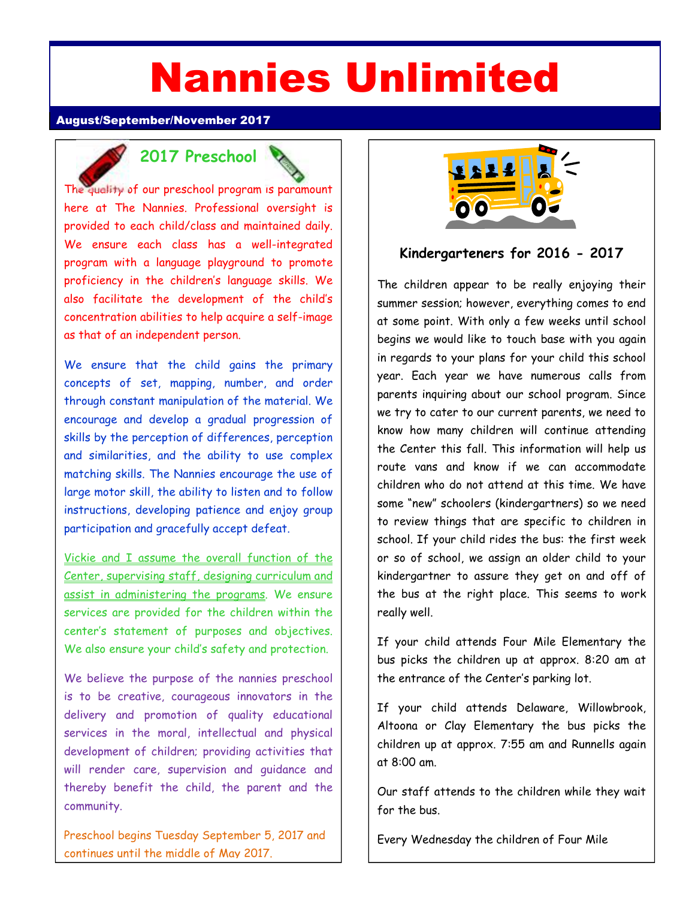# Nannies Unlimited

**August/September/November 2017**

## 2017 Preschool

The quality of our preschool program is paramount here at The Nannies. Professional oversight is provided to each child/class and maintained daily. We ensure each class has a well-integrated program with a language playground to promote proficiency in the children's language skills. We also facilitate the development of the child's concentration abilities to help acquire a self-image as that of an independent person.

We ensure that the child gains the primary concepts of set, mapping, number, and order through constant manipulation of the material. We encourage and develop a gradual progression of skills by the perception of differences, perception and similarities, and the ability to use complex matching skills. The Nannies encourage the use of large motor skill, the ability to listen and to follow instructions, developing patience and enjoy group participation and gracefully accept defeat.

Vickie and I assume the overall function of the Center, supervising staff, designing curriculum and assist in administering the programs. We ensure services are provided for the children within the center's statement of purposes and objectives. We also ensure your child's safety and protection.

We believe the purpose of the nannies preschool is to be creative, courageous innovators in the delivery and promotion of quality educational services in the moral, intellectual and physical development of children; providing activities that will render care, supervision and guidance and thereby benefit the child, the parent and the community.

Preschool begins Tuesday September 5, 2017 and continues until the middle of May 2017.

### Kindergarteners for 2016 - 2017

The children appear to be really enjoying their summer session; however, everything comes to end at some point. With only a few weeks until school begins we would like to touch base with you again in regards to your plans for your child this school year. Each year we have numerous calls from parents inquiring about our school program. Since we try to cater to our current parents, we need to know how many children will continue attending the Center this fall. This information will help us route vans and know if we can accommodate children who do not attend at this time. We have some "new" schoolers (kindergartners) so we need to review things that are specific to children in school. If your child rides the bus: the first week or so of school, we assign an older child to your kindergartner to assure they get on and off of the bus at the right place. This seems to work really well.

If your child attends Four Mile Elementary the bus picks the children up at approx. 8:20 am at the entrance of the Center's parking lot.

If your child attends Delaware, Willowbrook, Altoona or Clay Elementary the bus picks the children up at approx. 7:55 am and Runnells again at 8:00 am.

Our staff attends to the children while they wait for the bus.

Every Wednesday the children of Four Mile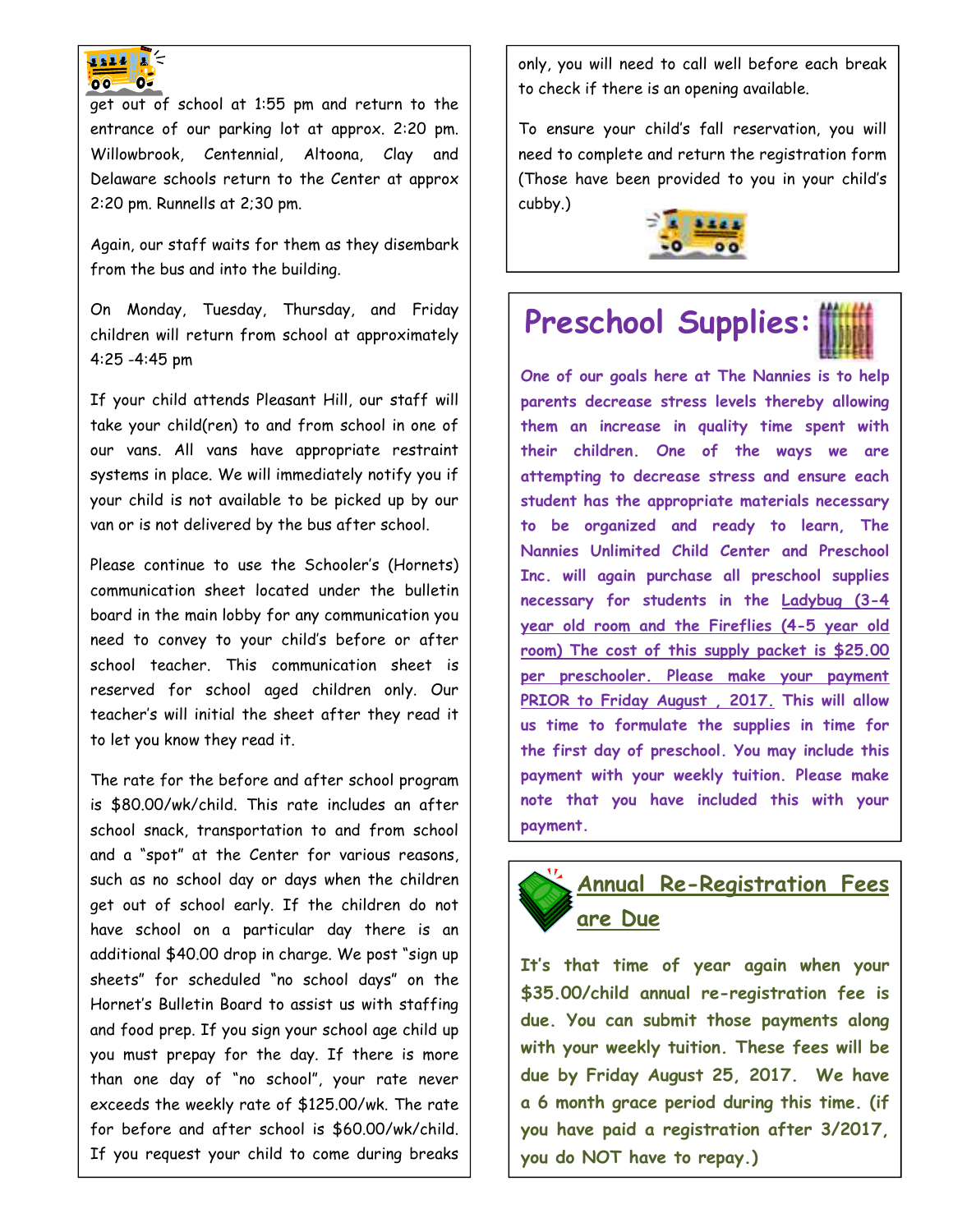get out of school at 1:55 pm and return to the entrance of our parking lot at approx. 2:20 pm. Willowbrook, Centennial, Altoona, Clay and Delaware schools return to the Center at approx 2:20 pm. Runnells at 2;30 pm.

Again, our staff waits for them as they disembark from the bus and into the building.

On Monday, Tuesday, Thursday, and Friday children will return from school at approximately 4:25 -4:45 pm

If your child attends Pleasant Hill, our staff will take your child(ren) to and from school in one of our vans. All vans have appropriate restraint systems in place. We will immediately notify you if your child is not available to be picked up by our van or is not delivered by the bus after school.

Please continue to use the Schooler's (Hornets) communication sheet located under the bulletin board in the main lobby for any communication you need to convey to your child's before or after school teacher. This communication sheet is reserved for school aged children only. Our teacher's will initial the sheet after they read it to let you know they read it.

The rate for the before and after school program is $80.00/wk/child. This rate includes an after school snack, transportation to and from school and a "spot" at the Center for various reasons, such as no school day or days when the children get out of school early. If the children do not have school on a particular day there is an additional $40.00 drop in charge. We post "sign up sheets" for scheduled "no school days" on the Hornet's Bulletin Board to assist us with staffing and food prep. If you sign your school age child up you must prepay for the day. If there is more than one day of "no school", your rate never exceeds the weekly rate of $125.00/wk. The rate for before and after school is $60.00/wk/child. If you request your child to come during breaks only, you will need to call well before each break to check if there is an opening available.

To ensure your child's fall reservation, you will need to complete and return the registration form (Those have been provided to you in your child's cubby.)

## Preschool Supplies:

**One of our goals here at The Nannies is to help parents decrease stress levels thereby allowing them an increase in quality time spent with their children. One of the ways we are attempting to decrease stress and ensure each student has the appropriate materials necessary to be organized and ready to learn, The Nannies Unlimited Child Center and Preschool Inc. will again purchase all preschool supplies necessary for students in the Ladybug (3-4 year old room and the Fireflies (4-5 year old room) The cost of this supply packet is $25.00 per preschooler. Please make your payment PRIOR to Friday August , 2017. This will allow us time to formulate the supplies in time for the first day of preschool. You may include this payment with your weekly tuition. Please make note that you have included this with your payment.**

## Annual Re-Registration Fees are Due

**It's that time of year again when your $35.00/child annual re-registration fee is due. You can submit those payments along with your weekly tuition. These fees will be due by Friday August 25, 2017. We have a 6 month grace period during this time. (if you have paid a registration after 3/2017, you do NOT have to repay.)**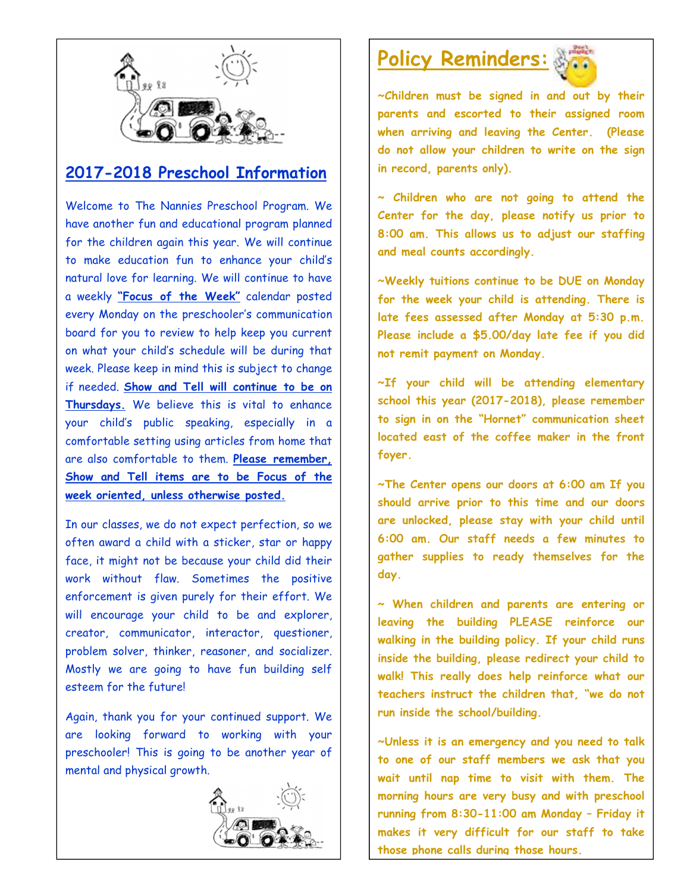## 2017-2018 Preschool Information

Welcome to The Nannies Preschool Program. We have another fun and educational program planned for the children again this year. We will continue to make education fun to enhance your child's natural love for learning. We will continue to have a weekly **"Focus of the Week"** calendar posted every Monday on the preschooler's communication board for you to review to help keep you current on what your child's schedule will be during that week. Please keep in mind this is subject to change if needed. **Show and Tell will continue to be on Thursdays.** We believe this is vital to enhance your child's public speaking, especially in a comfortable setting using articles from home that are also comfortable to them. **Please remember, Show and Tell items are to be Focus of the week oriented, unless otherwise posted.**

In our classes, we do not expect perfection, so we often award a child with a sticker, star or happy face, it might not be because your child did their work without flaw. Sometimes the positive enforcement is given purely for their effort. We will encourage your child to be and explorer, creator, communicator, interactor, questioner, problem solver, thinker, reasoner, and socializer. Mostly we are going to have fun building self esteem for the future!

Again, thank you for your continued support. We are looking forward to working with your preschooler! This is going to be another year of mental and physical growth.

## Policy Reminders:

~Children must be signed in and out by their parents and escorted to their assigned room when arriving and leaving the Center. (Please do not allow your children to write on the sign in record, parents only).

~ Children who are not going to attend the Center for the day, please notify us prior to 8:00 am. This allows us to adjust our staffing and meal counts accordingly.

~Weekly tuitions continue to be DUE on Monday for the week your child is attending. There is late fees assessed after Monday at 5:30 p.m. Please include a $5.00/day late fee if you did not remit payment on Monday.

~If your child will be attending elementary school this year (2017-2018), please remember to sign in on the "Hornet" communication sheet located east of the coffee maker in the front foyer.

~The Center opens our doors at 6:00 am If you should arrive prior to this time and our doors are unlocked, please stay with your child until 6:00 am. Our staff needs a few minutes to gather supplies to ready themselves for the day.

~ When children and parents are entering or leaving the building PLEASE reinforce our walking in the building policy. If your child runs inside the building, please redirect your child to walk! This really does help reinforce what our teachers instruct the children that, "we do not run inside the school/building.

~Unless it is an emergency and you need to talk to one of our staff members we ask that you wait until nap time to visit with them. The morning hours are very busy and with preschool running from 8:30-11:00 am Monday – Friday it makes it very difficult for our staff to take those phone calls during those hours.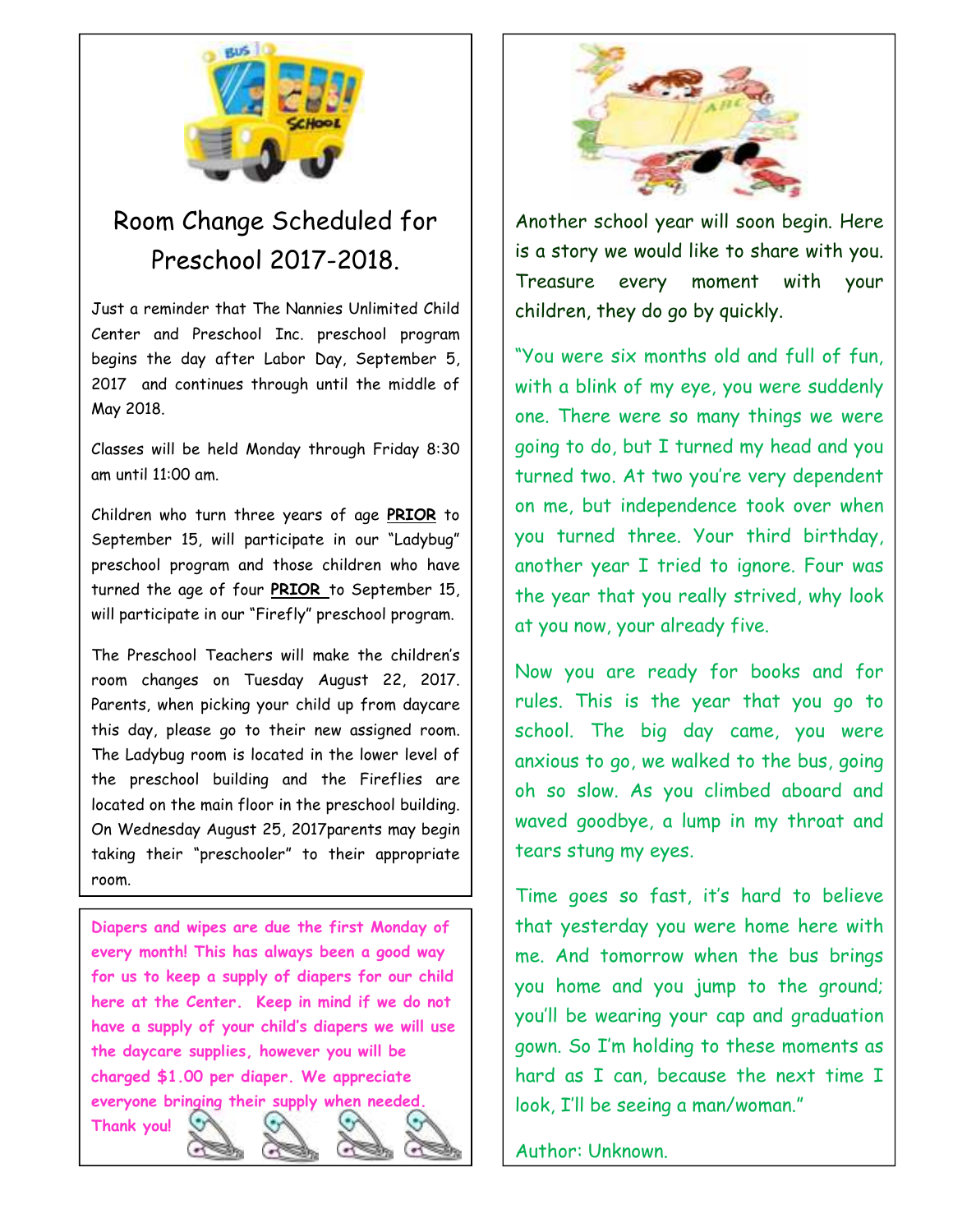## Room Change Scheduled for Preschool 2017-2018.

Just a reminder that The Nannies Unlimited Child Center and Preschool Inc. preschool program begins the day after Labor Day, September 5, 2017 and continues through until the middle of May 2018.

Classes will be held Monday through Friday 8:30 am until 11:00 am.

Children who turn three years of age **PRIOR** to September 15, will participate in our "Ladybug" preschool program and those children who have turned the age of four **PRIOR** to September 15, will participate in our "Firefly" preschool program.

The Preschool Teachers will make the children's room changes on Tuesday August 22, 2017. Parents, when picking your child up from daycare this day, please go to their new assigned room. The Ladybug room is located in the lower level of the preschool building and the Fireflies are located on the main floor in the preschool building. On Wednesday August 25, 2017parents may begin taking their "preschooler" to their appropriate room.

**Diapers and wipes are due the first Monday of every month! This has always been a good way for us to keep a supply of diapers for our child here at the Center. Keep in mind if we do not have a supply of your child's diapers we will use the daycare supplies, however you will be charged $1.00 per diaper. We appreciate everyone bringing their supply when needed. Thank you!**

Another school year will soon begin. Here is a story we would like to share with you. Treasure every moment with your children, they do go by quickly.

"You were six months old and full of fun, with a blink of my eye, you were suddenly one. There were so many things we were going to do, but I turned my head and you turned two. At two you're very dependent on me, but independence took over when you turned three. Your third birthday, another year I tried to ignore. Four was the year that you really strived, why look at you now, your already five.

Now you are ready for books and for rules. This is the year that you go to school. The big day came, you were anxious to go, we walked to the bus, going oh so slow. As you climbed aboard and waved goodbye, a lump in my throat and tears stung my eyes.

Time goes so fast, it's hard to believe that yesterday you were home here with me. And tomorrow when the bus brings you home and you jump to the ground; you'll be wearing your cap and graduation gown. So I'm holding to these moments as hard as I can, because the next time I look, I'll be seeing a man/woman."

Author: Unknown.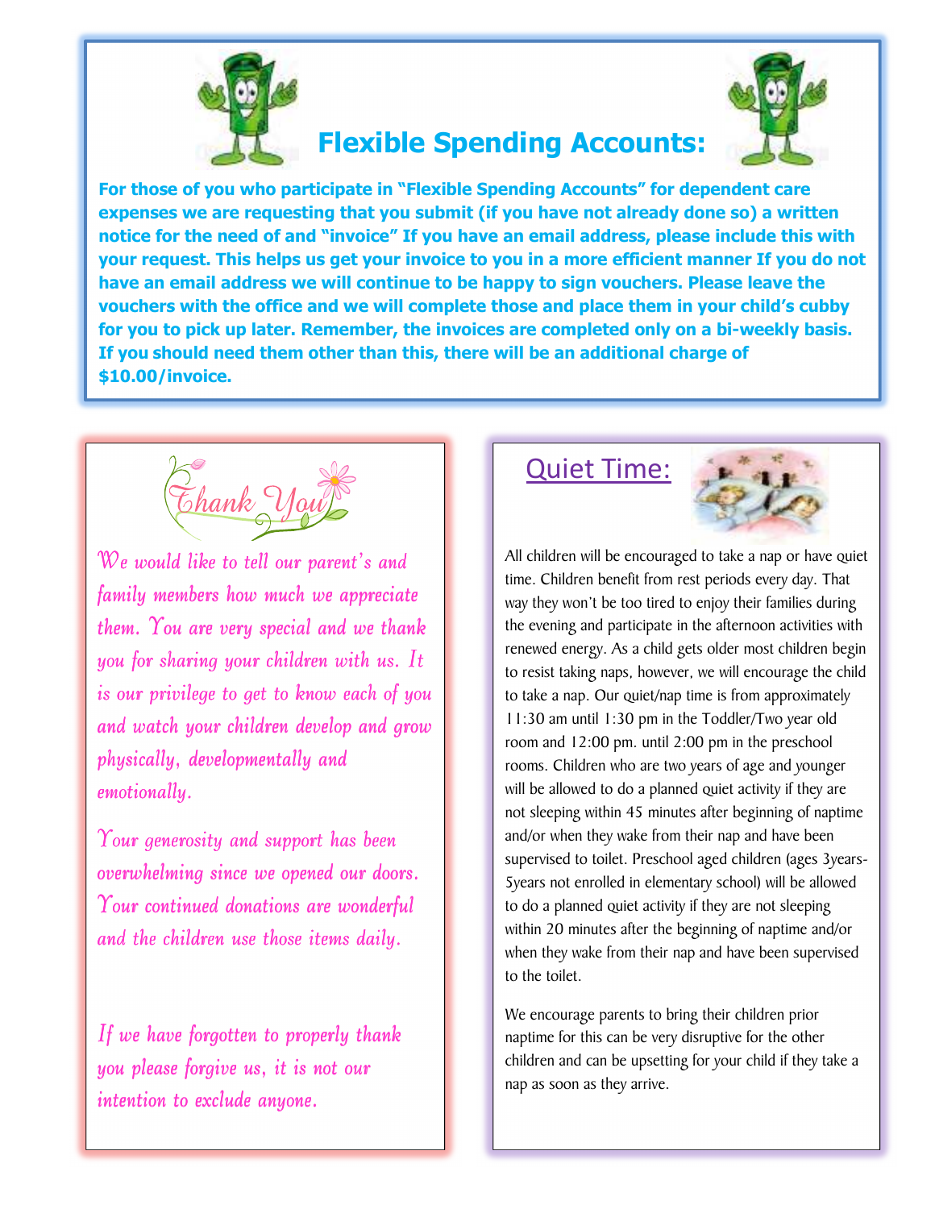## Flexible Spending Accounts:

**For those of you who participate in "Flexible Spending Accounts" for dependent care expenses we are requesting that you submit (if you have not already done so) a written notice for the need of and "invoice" If you have an email address, please include this with your request. This helps us get your invoice to you in a more efficient manner If you do not have an email address we will continue to be happy to sign vouchers. Please leave the vouchers with the office and we will complete those and place them in your child's cubby for you to pick up later. Remember, the invoices are completed only on a bi-weekly basis. If you should need them other than this, there will be an additional charge of $10.00/invoice.**

## Thank You

*We would like to tell our parent's and family members how much we appreciate them. You are very special and we thank you for sharing your children with us. It is our privilege to get to know each of you and watch your children develop and grow physically, developmentally and emotionally.*

*Your generosity and support has been overwhelming since we opened our doors. Your continued donations are wonderful and the children use those items daily.*

*If we have forgotten to properly thank you please forgive us, it is not our intention to exclude anyone.*

## Quiet Time:

All children will be encouraged to take a nap or have quiet time. Children benefit from rest periods every day. That way they won't be too tired to enjoy their families during the evening and participate in the afternoon activities with renewed energy. As a child gets older most children begin to resist taking naps, however, we will encourage the child to take a nap. Our quiet/nap time is from approximately 11:30 am until 1:30 pm in the Toddler/Two year old room and 12:00 pm. until 2:00 pm in the preschool rooms. Children who are two years of age and younger will be allowed to do a planned quiet activity if they are not sleeping within 45 minutes after beginning of naptime and/or when they wake from their nap and have been supervised to toilet. Preschool aged children (ages 3years-5years not enrolled in elementary school) will be allowed to do a planned quiet activity if they are not sleeping within 20 minutes after the beginning of naptime and/or when they wake from their nap and have been supervised to the toilet.

We encourage parents to bring their children prior naptime for this can be very disruptive for the other children and can be upsetting for your child if they take a nap as soon as they arrive.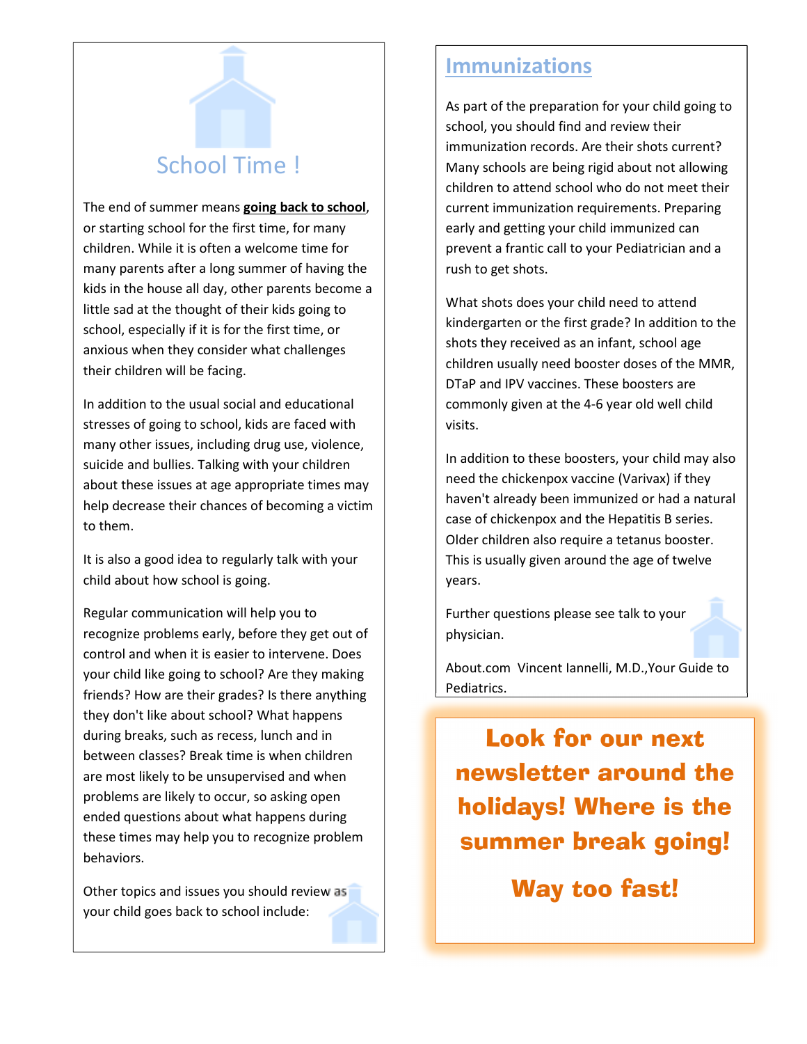# School Time !

The end of summer means **going back to school**, or starting school for the first time, for many children. While it is often a welcome time for many parents after a long summer of having the kids in the house all day, other parents become a little sad at the thought of their kids going to school, especially if it is for the first time, or anxious when they consider what challenges their children will be facing.

In addition to the usual social and educational stresses of going to school, kids are faced with many other issues, including drug use, violence, suicide and bullies. Talking with your children about these issues at age appropriate times may help decrease their chances of becoming a victim to them.

It is also a good idea to regularly talk with your child about how school is going.

Regular communication will help you to recognize problems early, before they get out of control and when it is easier to intervene. Does your child like going to school? Are they making friends? How are their grades? Is there anything they don't like about school? What happens during breaks, such as recess, lunch and in between classes? Break time is when children are most likely to be unsupervised and when problems are likely to occur, so asking open ended questions about what happens during these times may help you to recognize problem behaviors.

Other topics and issues you should review as your child goes back to school include:

## Immunizations

As part of the preparation for your child going to school, you should find and review their immunization records. Are their shots current? Many schools are being rigid about not allowing children to attend school who do not meet their current immunization requirements. Preparing early and getting your child immunized can prevent a frantic call to your Pediatrician and a rush to get shots.

What shots does your child need to attend kindergarten or the first grade? In addition to the shots they received as an infant, school age children usually need booster doses of the MMR, DTaP and IPV vaccines. These boosters are commonly given at the 4-6 year old well child visits.

In addition to these boosters, your child may also need the chickenpox vaccine (Varivax) if they haven't already been immunized or had a natural case of chickenpox and the Hepatitis B series. Older children also require a tetanus booster. This is usually given around the age of twelve years.

Further questions please see talk to your physician.

About.com Vincent Iannelli, M.D.,Your Guide to Pediatrics.

**Look for our next newsletter around the holidays! Where is the summer break going!**

**Way too fast!**